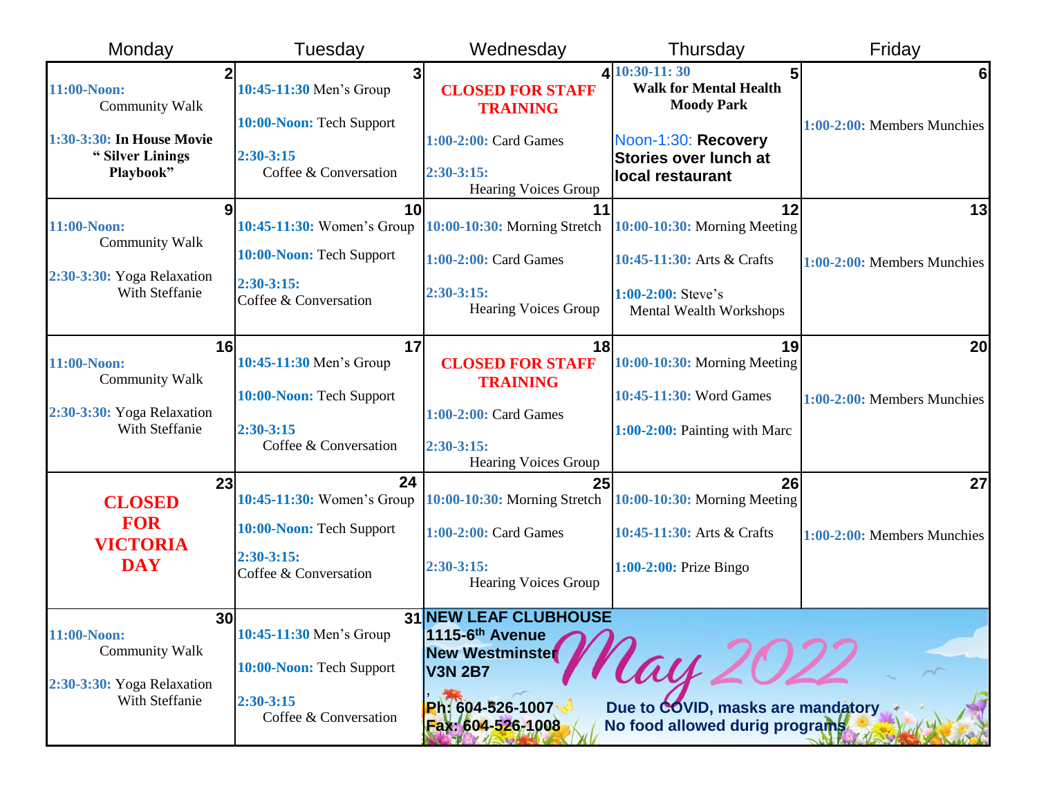# May 2022

| Monday | Tuesday | Wednesday | Thursday | Friday |
|---|---|---|---|---|
| **2**<br>**11:00-Noon:** Community Walk<br>**1:30-3:30: In House Movie " Silver Linings Playbook"** | **3**<br>**10:45-11:30** Men's Group<br>**10:00-Noon:** Tech Support<br>**2:30-3:15** Coffee & Conversation | **4**<br>**CLOSED FOR STAFF TRAINING**<br>**1:00-2:00:** Card Games<br>**2:30-3:15:** Hearing Voices Group | **5**<br>**10:30-11: 30 Walk for Mental Health Moody Park**<br>Noon-1:30: **Recovery Stories over lunch at local restaurant** | **6**<br>**1:00-2:00:** Members Munchies |
| **9**<br>**11:00-Noon:** Community Walk<br>**2:30-3:30:** Yoga Relaxation With Steffanie | **10**<br>**10:45-11:30:** Women's Group<br>**10:00-Noon:** Tech Support<br>**2:30-3:15:** Coffee & Conversation | **11**<br>**10:00-10:30:** Morning Stretch<br>**1:00-2:00:** Card Games<br>**2:30-3:15:** Hearing Voices Group | **12**<br>**10:00-10:30:** Morning Meeting<br>**10:45-11:30:** Arts & Crafts<br>**1:00-2:00:** Steve's Mental Wealth Workshops | **13**<br>**1:00-2:00:** Members Munchies |
| **16**<br>**11:00-Noon:** Community Walk<br>**2:30-3:30:** Yoga Relaxation With Steffanie | **17**<br>**10:45-11:30** Men's Group<br>**10:00-Noon:** Tech Support<br>**2:30-3:15** Coffee & Conversation | **18**<br>**CLOSED FOR STAFF TRAINING**<br>**1:00-2:00:** Card Games<br>**2:30-3:15:** Hearing Voices Group | **19**<br>**10:00-10:30:** Morning Meeting<br>**10:45-11:30:** Word Games<br>**1:00-2:00:** Painting with Marc | **20**<br>**1:00-2:00:** Members Munchies |
| **23**<br>**CLOSED FOR VICTORIA DAY** | **24**<br>**10:45-11:30:** Women's Group<br>**10:00-Noon:** Tech Support<br>**2:30-3:15:** Coffee & Conversation | **25**<br>**10:00-10:30:** Morning Stretch<br>**1:00-2:00:** Card Games<br>**2:30-3:15:** Hearing Voices Group | **26**<br>**10:00-10:30:** Morning Meeting<br>**10:45-11:30:** Arts & Crafts<br>**1:00-2:00:** Prize Bingo | **27**<br>**1:00-2:00:** Members Munchies |
| **30**<br>**11:00-Noon:** Community Walk<br>**2:30-3:30:** Yoga Relaxation With Steffanie | **31**<br>**10:45-11:30** Men's Group<br>**10:00-Noon:** Tech Support<br>**2:30-3:15** Coffee & Conversation | | | |

**NEW LEAF CLUBHOUSE**
**1115-6th Avenue**
**New Westminster**
**V3N 2B7**
,
**Ph: 604-526-1007**
**Fax: 604-526-1008**

**Due to COVID, masks are mandatory**
**No food allowed durig programs**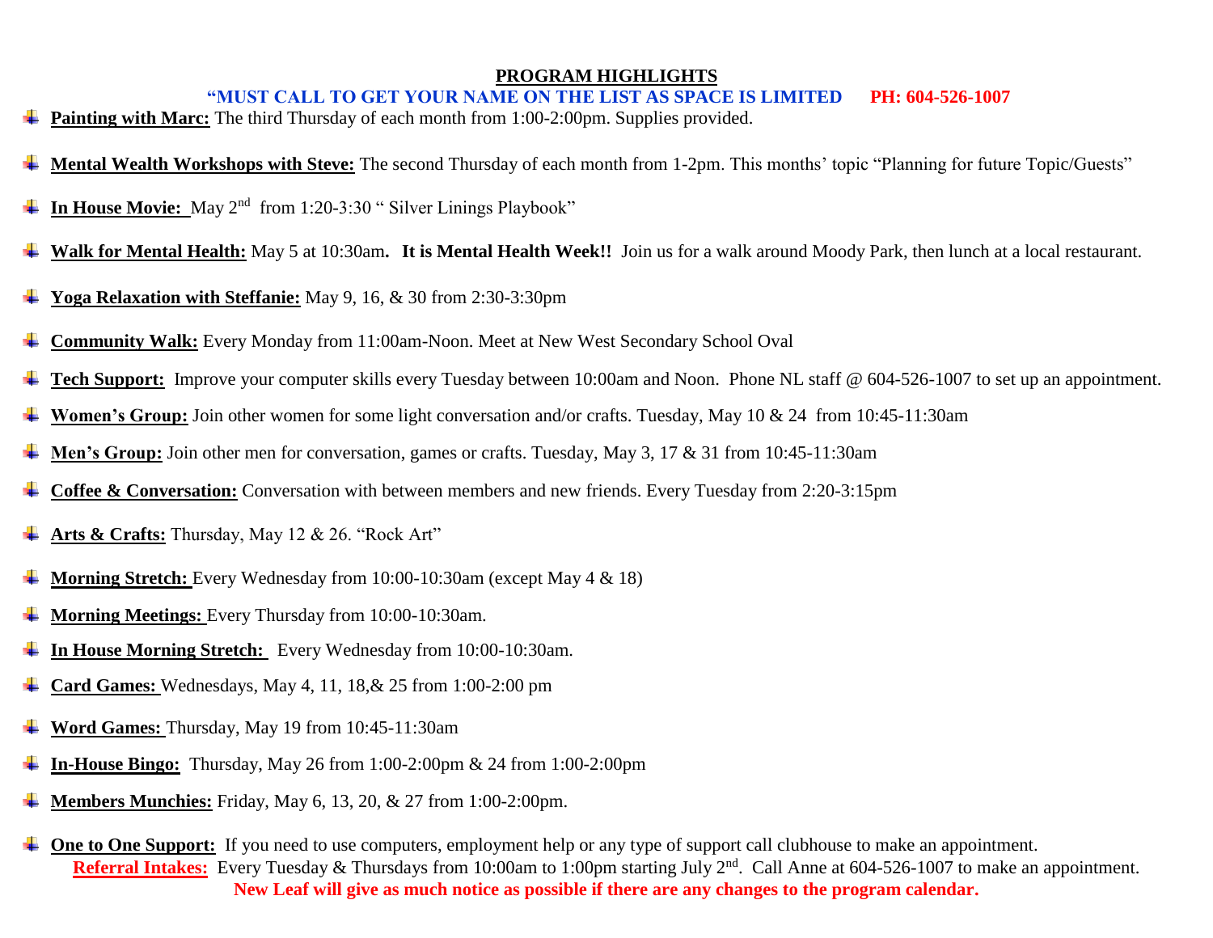## PROGRAM HIGHLIGHTS

**"MUST CALL TO GET YOUR NAME ON THE LIST AS SPACE IS LIMITED PH: 604-526-1007**

- **Painting with Marc:** The third Thursday of each month from 1:00-2:00pm. Supplies provided.
- **Mental Wealth Workshops with Steve:** The second Thursday of each month from 1-2pm. This months' topic "Planning for future Topic/Guests"
- **In House Movie:** May 2nd from 1:20-3:30 " Silver Linings Playbook"
- **Walk for Mental Health:** May 5 at 10:30am**. It is Mental Health Week!!** Join us for a walk around Moody Park, then lunch at a local restaurant.
- **Yoga Relaxation with Steffanie:** May 9, 16, & 30 from 2:30-3:30pm
- **Community Walk:** Every Monday from 11:00am-Noon. Meet at New West Secondary School Oval
- **Tech Support:** Improve your computer skills every Tuesday between 10:00am and Noon. Phone NL staff @ 604-526-1007 to set up an appointment.
- **Women's Group:** Join other women for some light conversation and/or crafts. Tuesday, May 10 & 24 from 10:45-11:30am
- **Men's Group:** Join other men for conversation, games or crafts. Tuesday, May 3, 17 & 31 from 10:45-11:30am
- **Coffee & Conversation:** Conversation with between members and new friends. Every Tuesday from 2:20-3:15pm
- **Arts & Crafts:** Thursday, May 12 & 26. "Rock Art"
- **Morning Stretch:** Every Wednesday from 10:00-10:30am (except May 4 & 18)
- **Morning Meetings:** Every Thursday from 10:00-10:30am.
- **In House Morning Stretch:** Every Wednesday from 10:00-10:30am.
- **Card Games:** Wednesdays, May 4, 11, 18,& 25 from 1:00-2:00 pm
- **Word Games:** Thursday, May 19 from 10:45-11:30am
- **In-House Bingo:** Thursday, May 26 from 1:00-2:00pm & 24 from 1:00-2:00pm
- **Members Munchies:** Friday, May 6, 13, 20, & 27 from 1:00-2:00pm.
- **One to One Support:** If you need to use computers, employment help or any type of support call clubhouse to make an appointment.

**Referral Intakes:** Every Tuesday & Thursdays from 10:00am to 1:00pm starting July 2nd. Call Anne at 604-526-1007 to make an appointment.

**New Leaf will give as much notice as possible if there are any changes to the program calendar.**